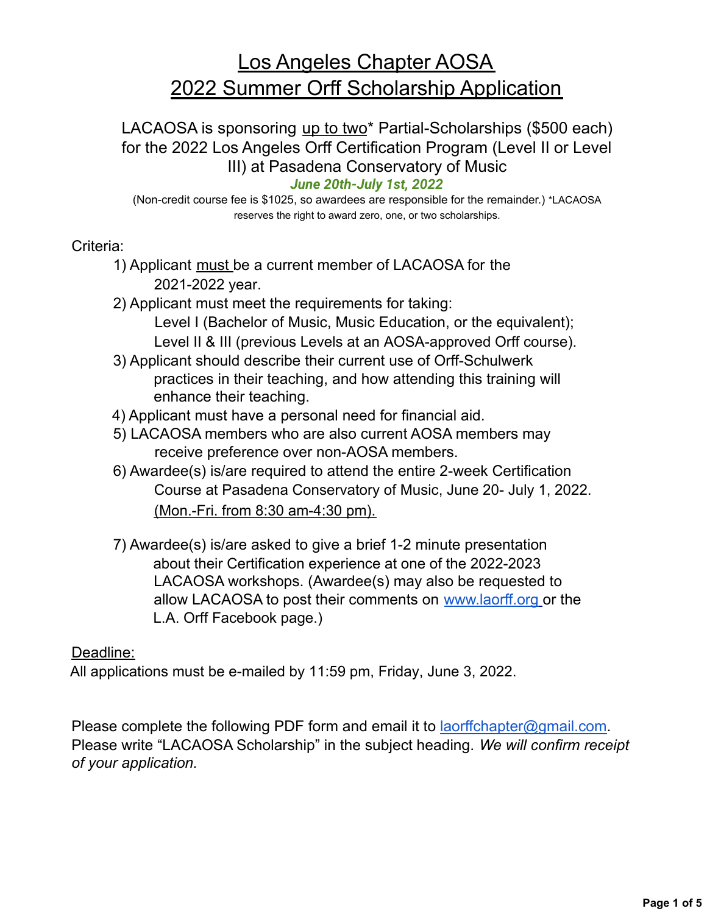# Los Angeles Chapter AOSA
# 2022 Summer Orff Scholarship Application

LACAOSA is sponsoring up to two* Partial-Scholarships ($500 each) for the 2022 Los Angeles Orff Certification Program (Level II or Level III) at Pasadena Conservatory of Music

***June 20th-July 1st, 2022***

(Non-credit course fee is $1025, so awardees are responsible for the remainder.) *LACAOSA reserves the right to award zero, one, or two scholarships.

Criteria:

1) Applicant must be a current member of LACAOSA for the 2021-2022 year.
2) Applicant must meet the requirements for taking:
   Level I (Bachelor of Music, Music Education, or the equivalent);
   Level II & III (previous Levels at an AOSA-approved Orff course).
3) Applicant should describe their current use of Orff-Schulwerk practices in their teaching, and how attending this training will enhance their teaching.
4) Applicant must have a personal need for financial aid.
5) LACAOSA members who are also current AOSA members may receive preference over non-AOSA members.
6) Awardee(s) is/are required to attend the entire 2-week Certification Course at Pasadena Conservatory of Music, June 20- July 1, 2022. (Mon.-Fri. from 8:30 am-4:30 pm).
7) Awardee(s) is/are asked to give a brief 1-2 minute presentation about their Certification experience at one of the 2022-2023 LACAOSA workshops. (Awardee(s) may also be requested to allow LACAOSA to post their comments on www.laorff.org or the L.A. Orff Facebook page.)

Deadline:

All applications must be e-mailed by 11:59 pm, Friday, June 3, 2022.

Please complete the following PDF form and email it to laorffchapter@gmail.com. Please write "LACAOSA Scholarship" in the subject heading. *We will confirm receipt of your application.*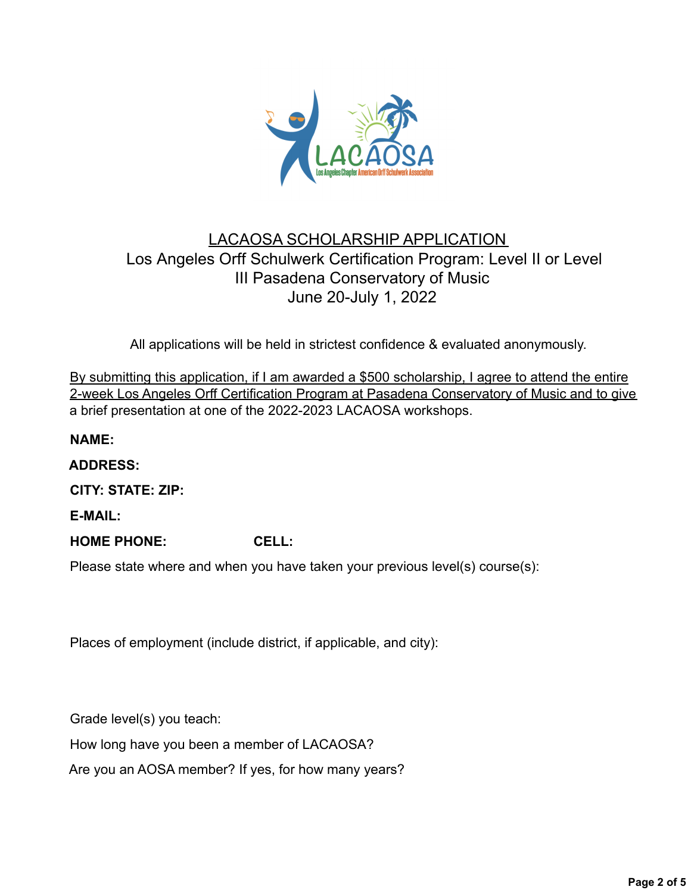# LACAOSA SCHOLARSHIP APPLICATION

## Los Angeles Orff Schulwerk Certification Program: Level II or Level III Pasadena Conservatory of Music

## June 20-July 1, 2022

All applications will be held in strictest confidence & evaluated anonymously.

By submitting this application, if I am awarded a $500 scholarship, I agree to attend the entire 2-week Los Angeles Orff Certification Program at Pasadena Conservatory of Music and to give a brief presentation at one of the 2022-2023 LACAOSA workshops.

**NAME:**

**ADDRESS:**

**CITY: STATE: ZIP:**

**E-MAIL:**

**HOME PHONE:** **CELL:**

Please state where and when you have taken your previous level(s) course(s):

Places of employment (include district, if applicable, and city):

Grade level(s) you teach:

How long have you been a member of LACAOSA?

Are you an AOSA member? If yes, for how many years?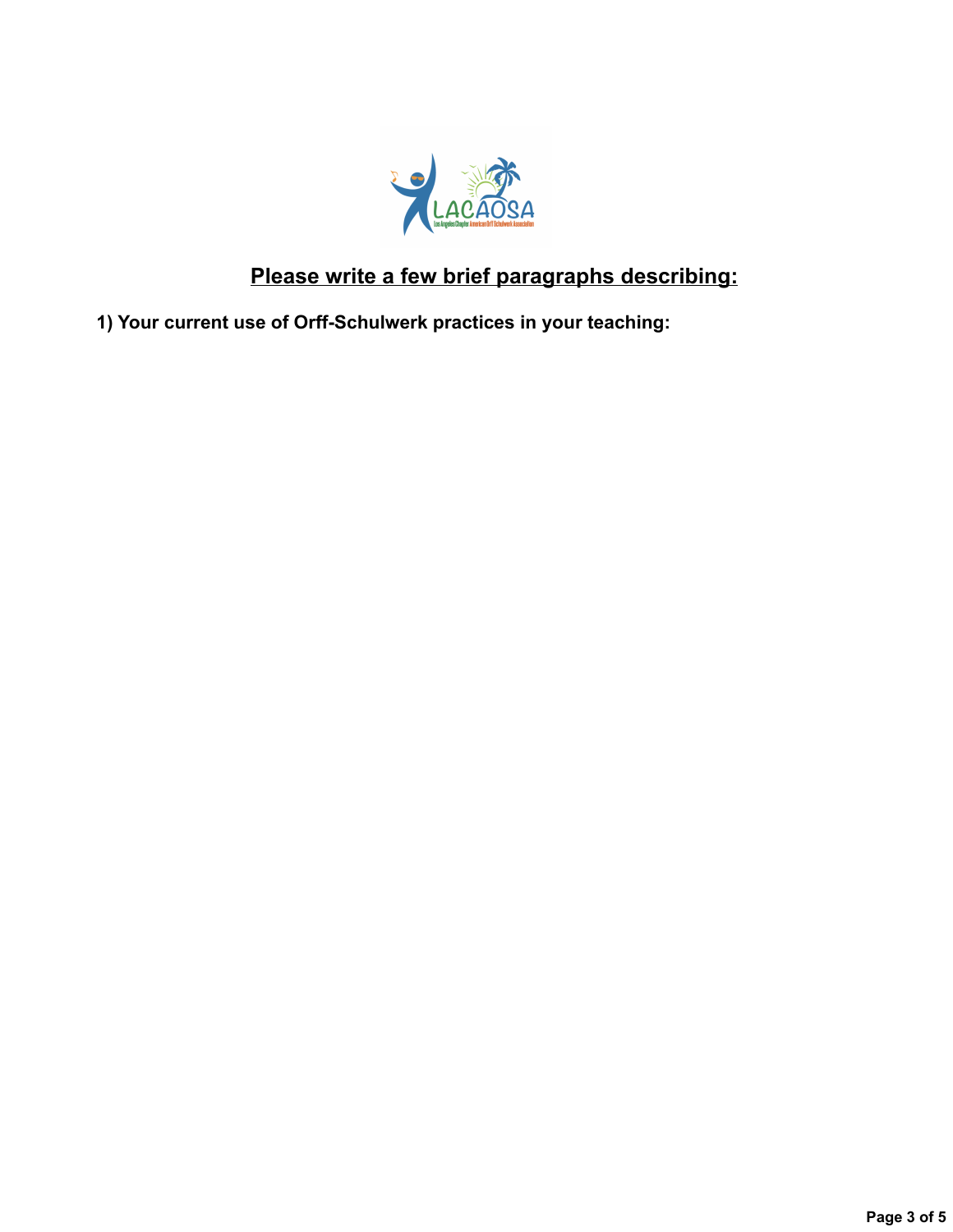## Please write a few brief paragraphs describing:

**1) Your current use of Orff-Schulwerk practices in your teaching:**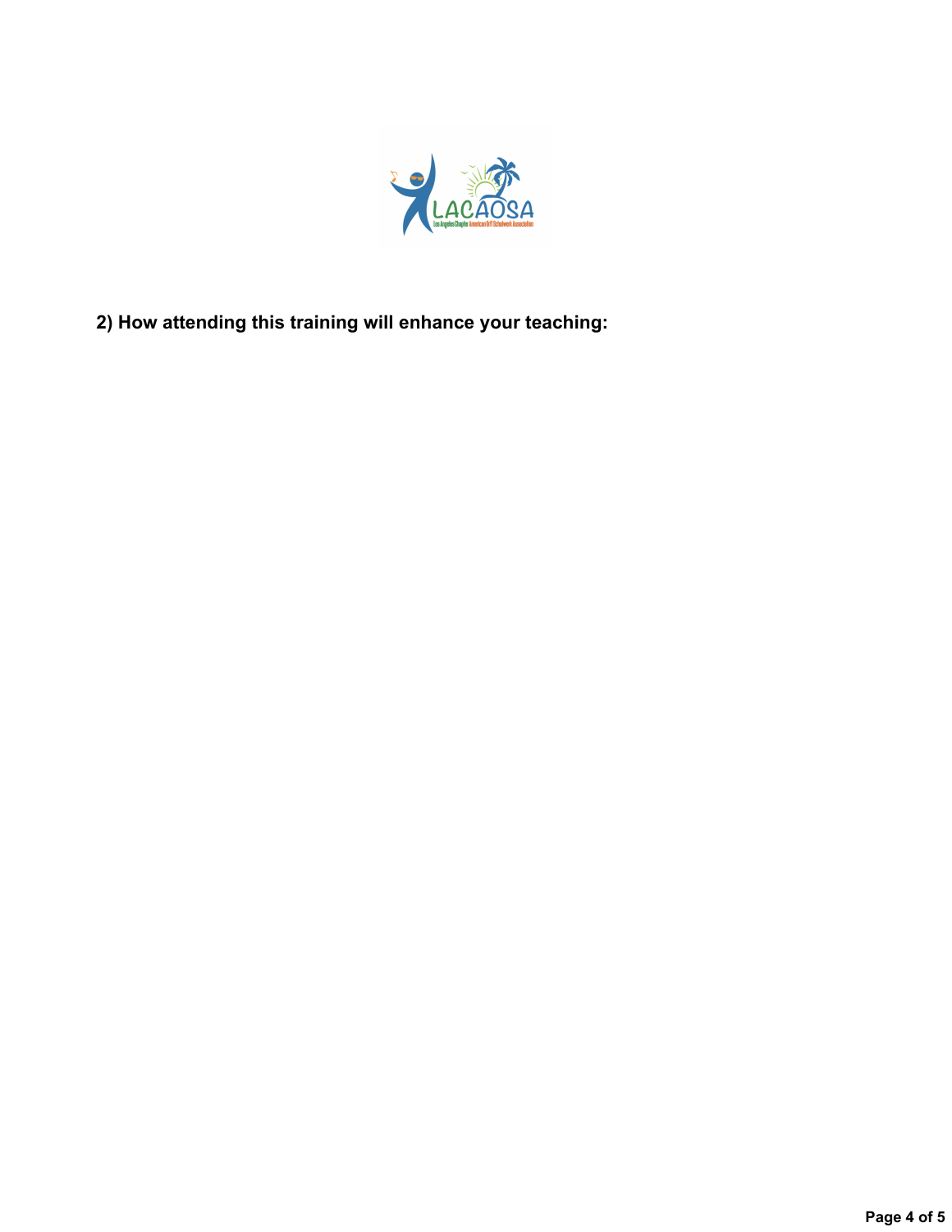**2) How attending this training will enhance your teaching:**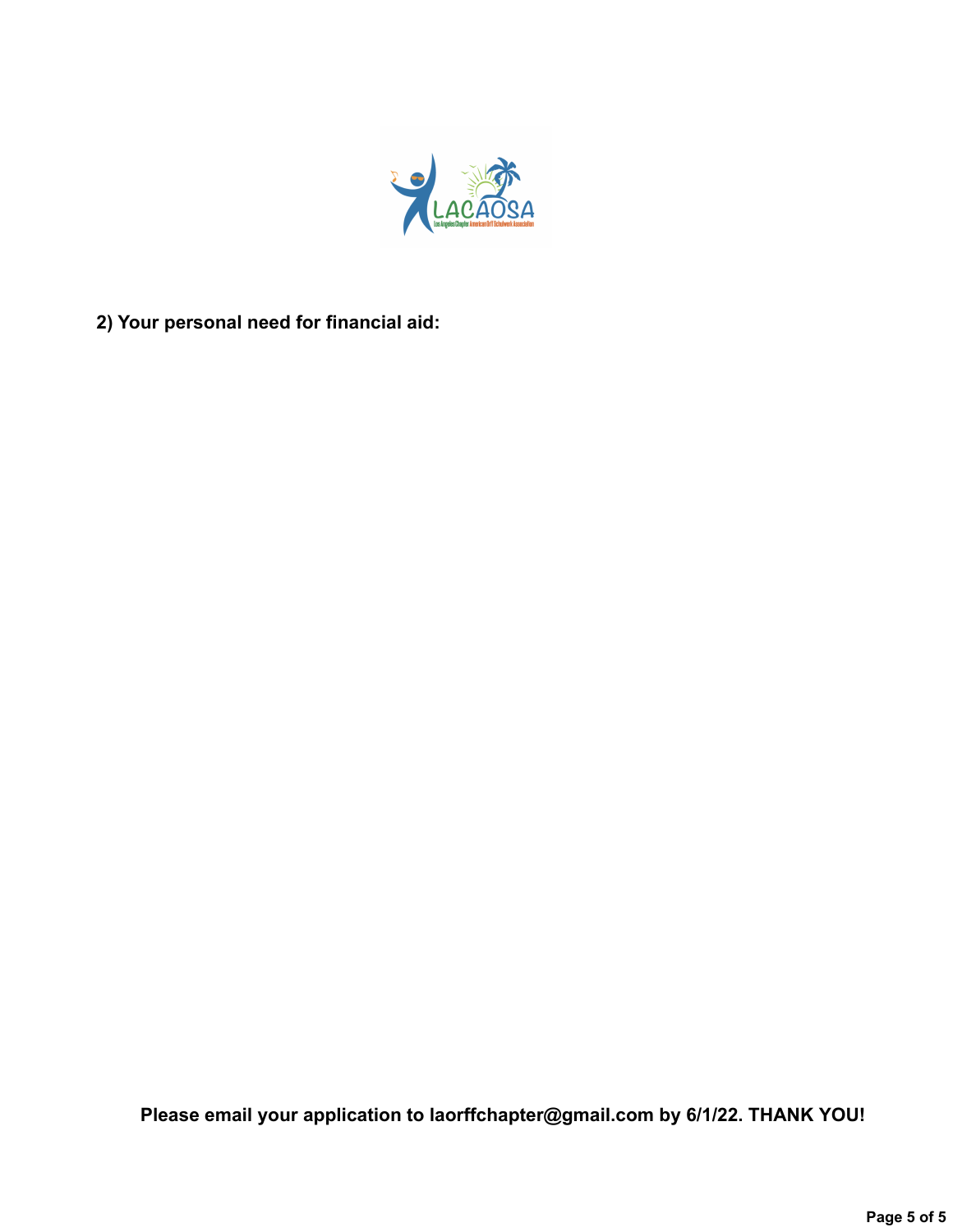**2) Your personal need for financial aid:**

**Please email your application to laorffchapter@gmail.com by 6/1/22. THANK YOU!**